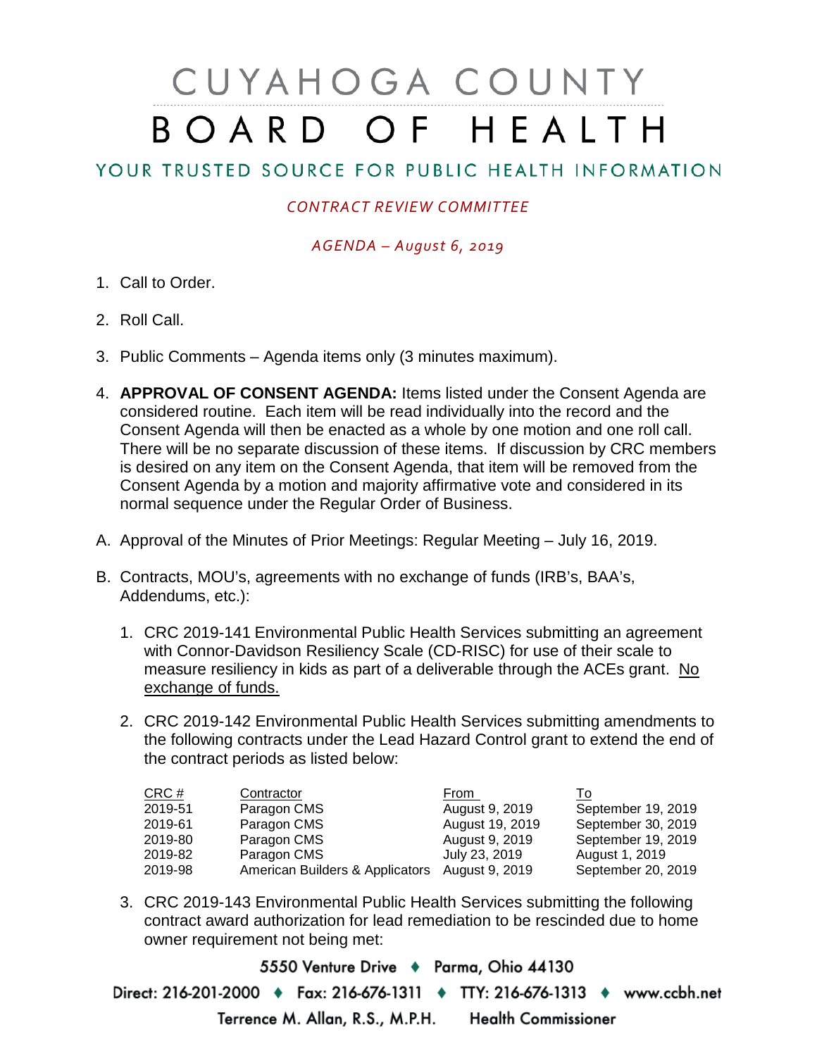# CUYAHOGA COUNTY BOARD OF HEALTH

## YOUR TRUSTED SOURCE FOR PUBLIC HEALTH INFORMATION

*CONTRACT REVIEW COMMITTEE*

*AGENDA – August 6, 2019*

1. Call to Order.

2. Roll Call.

3. Public Comments – Agenda items only (3 minutes maximum).

4. **APPROVAL OF CONSENT AGENDA:** Items listed under the Consent Agenda are considered routine. Each item will be read individually into the record and the Consent Agenda will then be enacted as a whole by one motion and one roll call. There will be no separate discussion of these items. If discussion by CRC members is desired on any item on the Consent Agenda, that item will be removed from the Consent Agenda by a motion and majority affirmative vote and considered in its normal sequence under the Regular Order of Business.

A. Approval of the Minutes of Prior Meetings: Regular Meeting – July 16, 2019.

B. Contracts, MOU's, agreements with no exchange of funds (IRB's, BAA's, Addendums, etc.):

1. CRC 2019-141 Environmental Public Health Services submitting an agreement with Connor-Davidson Resiliency Scale (CD-RISC) for use of their scale to measure resiliency in kids as part of a deliverable through the ACEs grant. <u>No exchange of funds.</u>

2. CRC 2019-142 Environmental Public Health Services submitting amendments to the following contracts under the Lead Hazard Control grant to extend the end of the contract periods as listed below:

| CRC # | Contractor | From | To |
|---|---|---|---|
| 2019-51 | Paragon CMS | August 9, 2019 | September 19, 2019 |
| 2019-61 | Paragon CMS | August 19, 2019 | September 30, 2019 |
| 2019-80 | Paragon CMS | August 9, 2019 | September 19, 2019 |
| 2019-82 | Paragon CMS | July 23, 2019 | August 1, 2019 |
| 2019-98 | American Builders & Applicators | August 9, 2019 | September 20, 2019 |

3. CRC 2019-143 Environmental Public Health Services submitting the following contract award authorization for lead remediation to be rescinded due to home owner requirement not being met:

5550 Venture Drive ♦ Parma, Ohio 44130

Direct: 216-201-2000 ♦ Fax: 216-676-1311 ♦ TTY: 216-676-1313 ♦ www.ccbh.net

Terrence M. Allan, R.S., M.P.H. Health Commissioner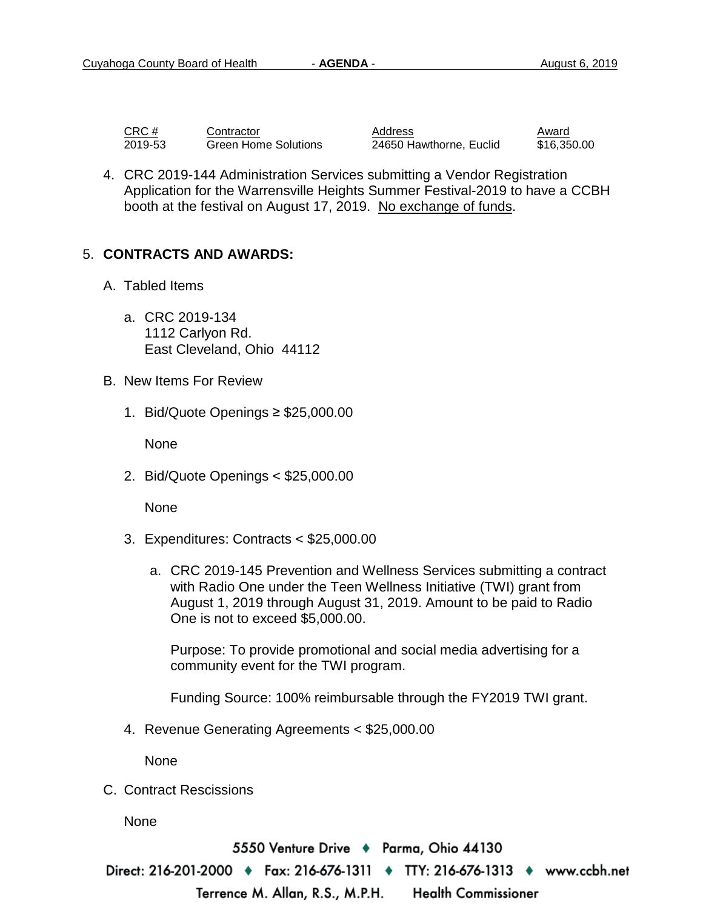| CRC # | Contractor | Address | Award |
|---|---|---|---|
| 2019-53 | Green Home Solutions | 24650 Hawthorne, Euclid | $16,350.00 |

4. CRC 2019-144 Administration Services submitting a Vendor Registration Application for the Warrensville Heights Summer Festival-2019 to have a CCBH booth at the festival on August 17, 2019. No exchange of funds.

5. **CONTRACTS AND AWARDS:**

   A. Tabled Items

      a. CRC 2019-134
         1112 Carlyon Rd.
         East Cleveland, Ohio 44112

   B. New Items For Review

      1. Bid/Quote Openings ≥ $25,000.00

         None

      2. Bid/Quote Openings < $25,000.00

         None

      3. Expenditures: Contracts < $25,000.00

         a. CRC 2019-145 Prevention and Wellness Services submitting a contract with Radio One under the Teen Wellness Initiative (TWI) grant from August 1, 2019 through August 31, 2019. Amount to be paid to Radio One is not to exceed $5,000.00.

            Purpose: To provide promotional and social media advertising for a community event for the TWI program.

            Funding Source: 100% reimbursable through the FY2019 TWI grant.

      4. Revenue Generating Agreements < $25,000.00

         None

   C. Contract Rescissions

      None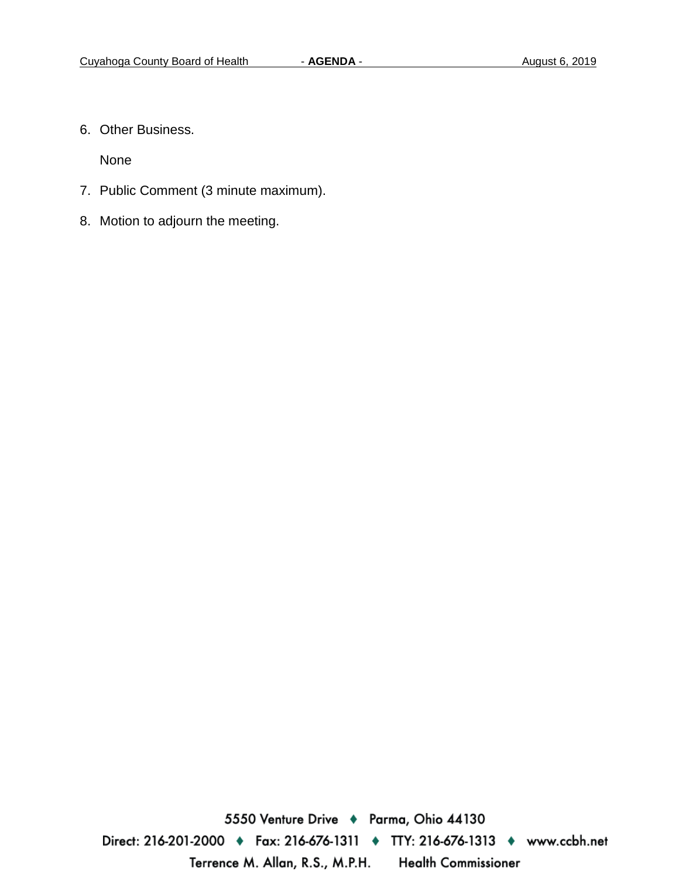6. Other Business.

   None

7. Public Comment (3 minute maximum).

8. Motion to adjourn the meeting.

5550 Venture Drive ♦ Parma, Ohio 44130

Direct: 216-201-2000 ♦ Fax: 216-676-1311 ♦ TTY: 216-676-1313 ♦ www.ccbh.net

Terrence M. Allan, R.S., M.P.H. Health Commissioner